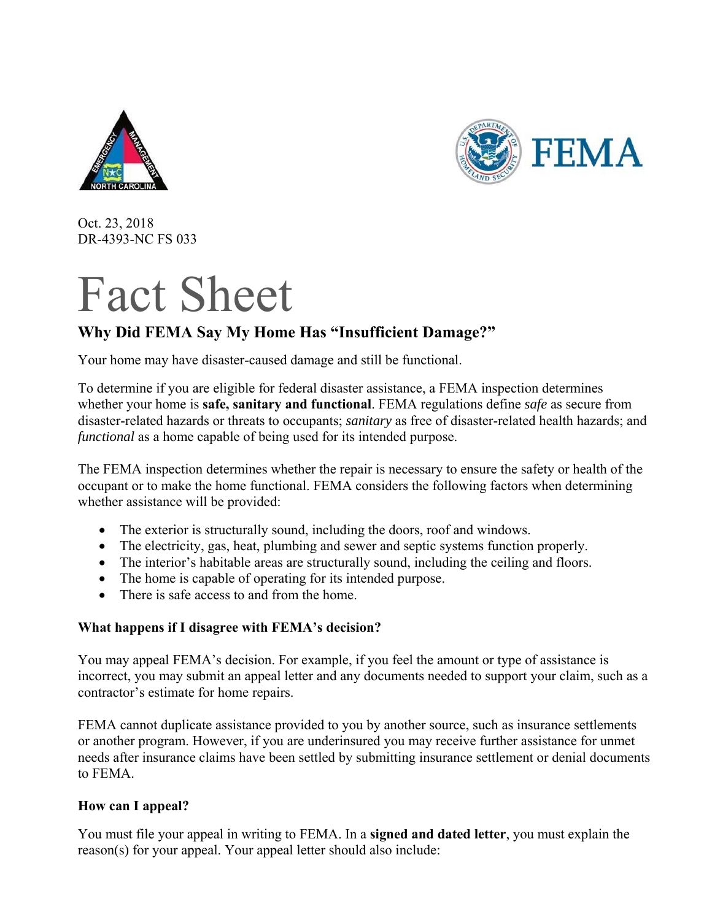Oct. 23, 2018
DR-4393-NC FS 033

# Fact Sheet

## Why Did FEMA Say My Home Has "Insufficient Damage?"

Your home may have disaster-caused damage and still be functional.

To determine if you are eligible for federal disaster assistance, a FEMA inspection determines whether your home is **safe, sanitary and functional**. FEMA regulations define *safe* as secure from disaster-related hazards or threats to occupants; *sanitary* as free of disaster-related health hazards; and *functional* as a home capable of being used for its intended purpose.

The FEMA inspection determines whether the repair is necessary to ensure the safety or health of the occupant or to make the home functional. FEMA considers the following factors when determining whether assistance will be provided:

- The exterior is structurally sound, including the doors, roof and windows.
- The electricity, gas, heat, plumbing and sewer and septic systems function properly.
- The interior's habitable areas are structurally sound, including the ceiling and floors.
- The home is capable of operating for its intended purpose.
- There is safe access to and from the home.

**What happens if I disagree with FEMA's decision?**

You may appeal FEMA's decision. For example, if you feel the amount or type of assistance is incorrect, you may submit an appeal letter and any documents needed to support your claim, such as a contractor's estimate for home repairs.

FEMA cannot duplicate assistance provided to you by another source, such as insurance settlements or another program. However, if you are underinsured you may receive further assistance for unmet needs after insurance claims have been settled by submitting insurance settlement or denial documents to FEMA.

**How can I appeal?**

You must file your appeal in writing to FEMA. In a **signed and dated letter**, you must explain the reason(s) for your appeal. Your appeal letter should also include: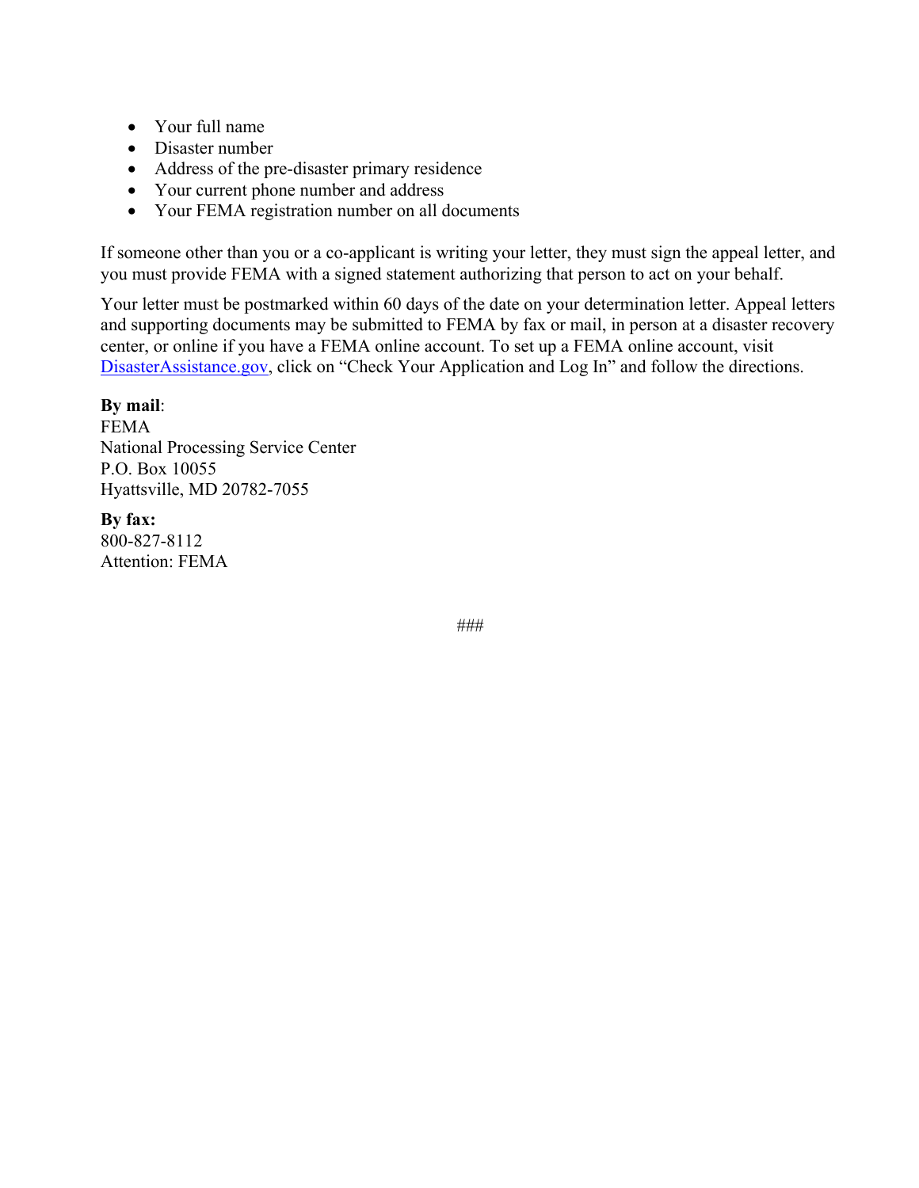- Your full name
- Disaster number
- Address of the pre-disaster primary residence
- Your current phone number and address
- Your FEMA registration number on all documents

If someone other than you or a co-applicant is writing your letter, they must sign the appeal letter, and you must provide FEMA with a signed statement authorizing that person to act on your behalf.

Your letter must be postmarked within 60 days of the date on your determination letter. Appeal letters and supporting documents may be submitted to FEMA by fax or mail, in person at a disaster recovery center, or online if you have a FEMA online account. To set up a FEMA online account, visit DisasterAssistance.gov, click on "Check Your Application and Log In" and follow the directions.

**By mail**:
FEMA
National Processing Service Center
P.O. Box 10055
Hyattsville, MD 20782-7055

**By fax:**
800-827-8112
Attention: FEMA

###